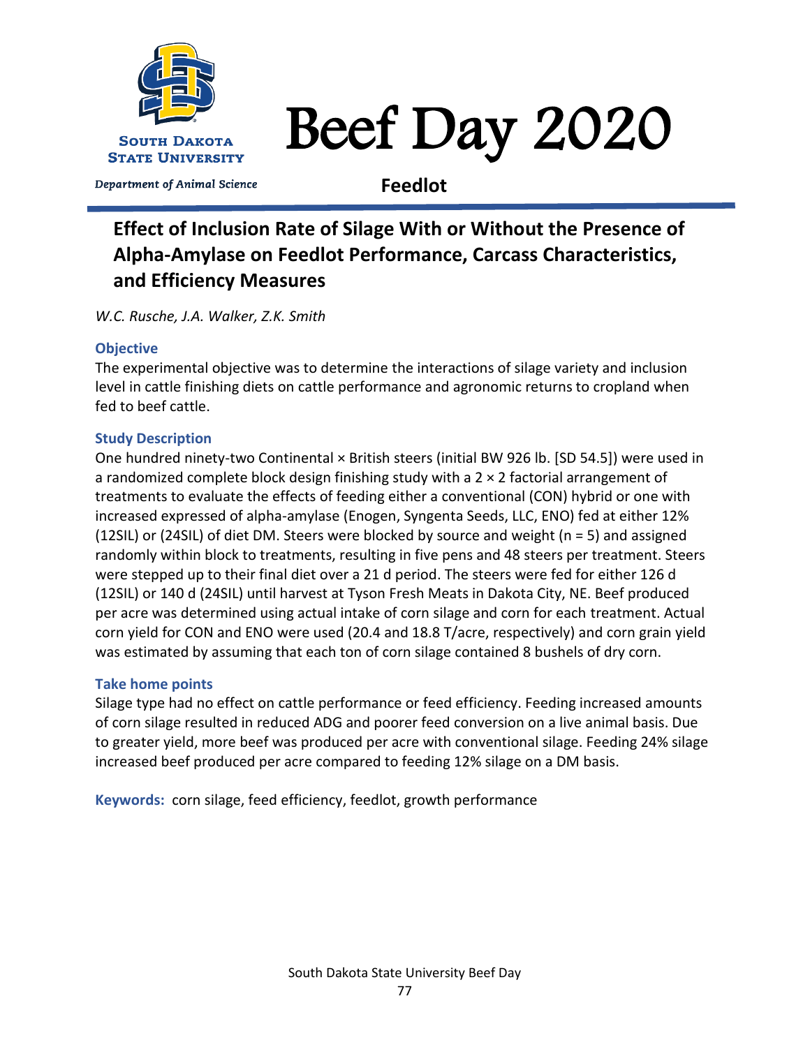# Beef Day 2020

South Dakota State University

*Department of Animal Science*

**Feedlot**

## Effect of Inclusion Rate of Silage With or Without the Presence of Alpha-Amylase on Feedlot Performance, Carcass Characteristics, and Efficiency Measures

*W.C. Rusche, J.A. Walker, Z.K. Smith*

### Objective

The experimental objective was to determine the interactions of silage variety and inclusion level in cattle finishing diets on cattle performance and agronomic returns to cropland when fed to beef cattle.

### Study Description

One hundred ninety-two Continental × British steers (initial BW 926 lb. [SD 54.5]) were used in a randomized complete block design finishing study with a 2 × 2 factorial arrangement of treatments to evaluate the effects of feeding either a conventional (CON) hybrid or one with increased expressed of alpha-amylase (Enogen, Syngenta Seeds, LLC, ENO) fed at either 12% (12SIL) or (24SIL) of diet DM. Steers were blocked by source and weight (n = 5) and assigned randomly within block to treatments, resulting in five pens and 48 steers per treatment. Steers were stepped up to their final diet over a 21 d period. The steers were fed for either 126 d (12SIL) or 140 d (24SIL) until harvest at Tyson Fresh Meats in Dakota City, NE. Beef produced per acre was determined using actual intake of corn silage and corn for each treatment. Actual corn yield for CON and ENO were used (20.4 and 18.8 T/acre, respectively) and corn grain yield was estimated by assuming that each ton of corn silage contained 8 bushels of dry corn.

### Take home points

Silage type had no effect on cattle performance or feed efficiency. Feeding increased amounts of corn silage resulted in reduced ADG and poorer feed conversion on a live animal basis. Due to greater yield, more beef was produced per acre with conventional silage. Feeding 24% silage increased beef produced per acre compared to feeding 12% silage on a DM basis.

**Keywords:** corn silage, feed efficiency, feedlot, growth performance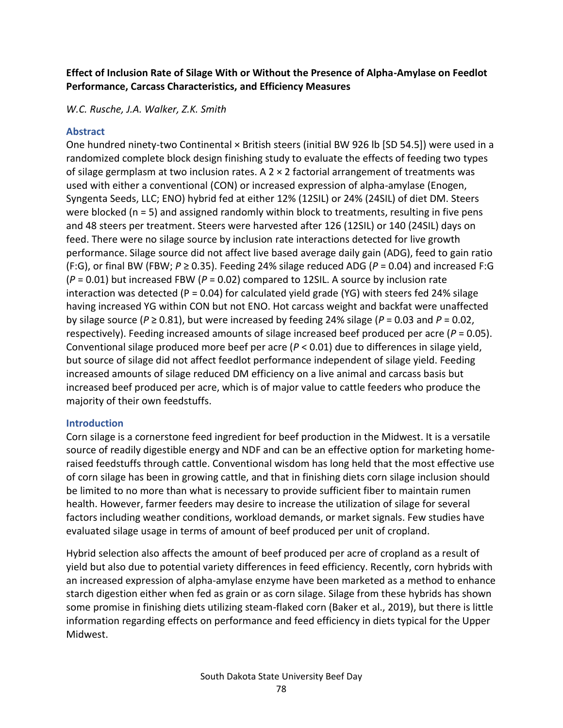**Effect of Inclusion Rate of Silage With or Without the Presence of Alpha-Amylase on Feedlot Performance, Carcass Characteristics, and Efficiency Measures**

*W.C. Rusche, J.A. Walker, Z.K. Smith*

## Abstract

One hundred ninety-two Continental × British steers (initial BW 926 lb [SD 54.5]) were used in a randomized complete block design finishing study to evaluate the effects of feeding two types of silage germplasm at two inclusion rates. A 2 × 2 factorial arrangement of treatments was used with either a conventional (CON) or increased expression of alpha-amylase (Enogen, Syngenta Seeds, LLC; ENO) hybrid fed at either 12% (12SIL) or 24% (24SIL) of diet DM. Steers were blocked (n = 5) and assigned randomly within block to treatments, resulting in five pens and 48 steers per treatment. Steers were harvested after 126 (12SIL) or 140 (24SIL) days on feed. There were no silage source by inclusion rate interactions detected for live growth performance. Silage source did not affect live based average daily gain (ADG), feed to gain ratio (F:G), or final BW (FBW; $P \geq 0.35$). Feeding 24% silage reduced ADG ($P = 0.04$) and increased F:G ($P = 0.01$) but increased FBW ($P = 0.02$) compared to 12SIL. A source by inclusion rate interaction was detected ($P = 0.04$) for calculated yield grade (YG) with steers fed 24% silage having increased YG within CON but not ENO. Hot carcass weight and backfat were unaffected by silage source ($P \geq 0.81$), but were increased by feeding 24% silage ($P = 0.03$ and $P = 0.02$, respectively). Feeding increased amounts of silage increased beef produced per acre ($P = 0.05$). Conventional silage produced more beef per acre ($P < 0.01$) due to differences in silage yield, but source of silage did not affect feedlot performance independent of silage yield. Feeding increased amounts of silage reduced DM efficiency on a live animal and carcass basis but increased beef produced per acre, which is of major value to cattle feeders who produce the majority of their own feedstuffs.

## Introduction

Corn silage is a cornerstone feed ingredient for beef production in the Midwest. It is a versatile source of readily digestible energy and NDF and can be an effective option for marketing home-raised feedstuffs through cattle. Conventional wisdom has long held that the most effective use of corn silage has been in growing cattle, and that in finishing diets corn silage inclusion should be limited to no more than what is necessary to provide sufficient fiber to maintain rumen health. However, farmer feeders may desire to increase the utilization of silage for several factors including weather conditions, workload demands, or market signals. Few studies have evaluated silage usage in terms of amount of beef produced per unit of cropland.

Hybrid selection also affects the amount of beef produced per acre of cropland as a result of yield but also due to potential variety differences in feed efficiency. Recently, corn hybrids with an increased expression of alpha-amylase enzyme have been marketed as a method to enhance starch digestion either when fed as grain or as corn silage. Silage from these hybrids has shown some promise in finishing diets utilizing steam-flaked corn (Baker et al., 2019), but there is little information regarding effects on performance and feed efficiency in diets typical for the Upper Midwest.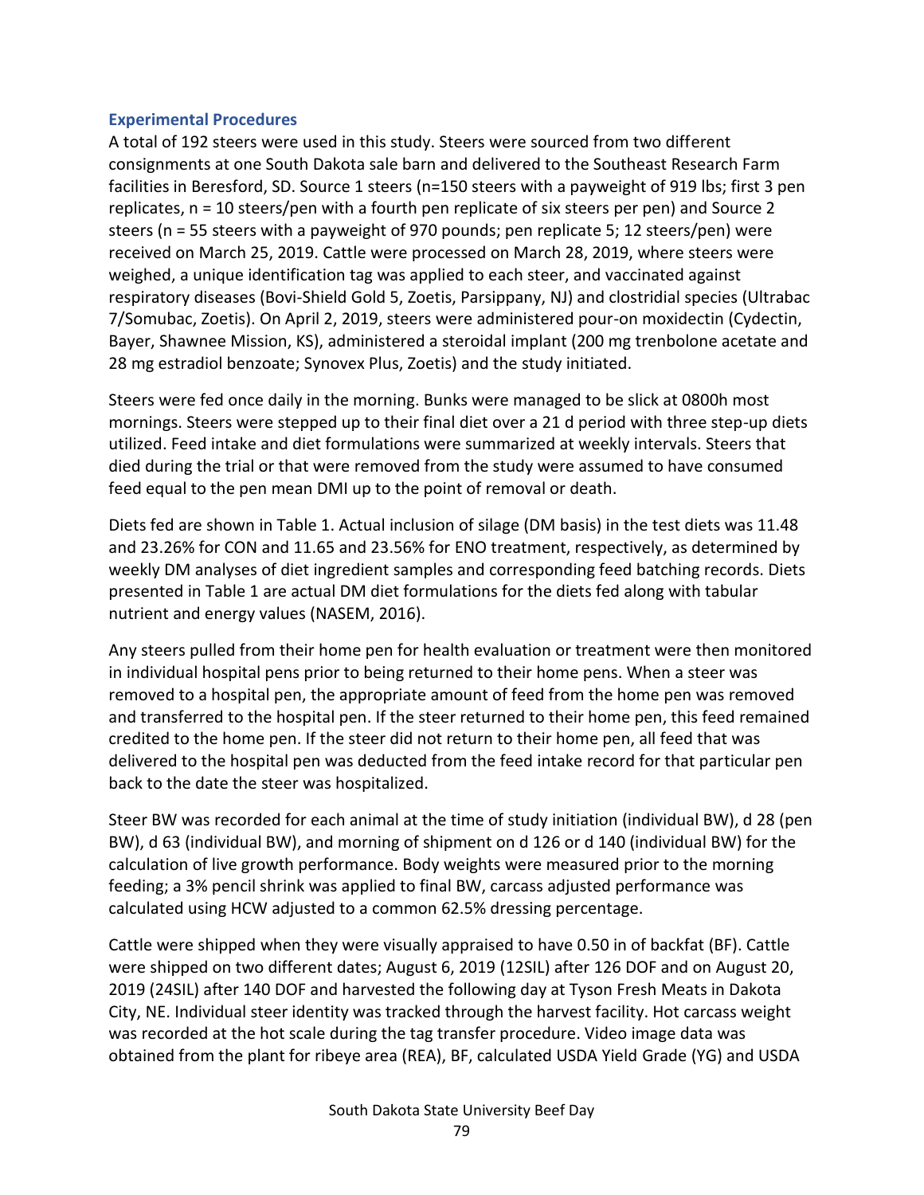### Experimental Procedures

A total of 192 steers were used in this study. Steers were sourced from two different consignments at one South Dakota sale barn and delivered to the Southeast Research Farm facilities in Beresford, SD. Source 1 steers (n=150 steers with a payweight of 919 lbs; first 3 pen replicates, n = 10 steers/pen with a fourth pen replicate of six steers per pen) and Source 2 steers (n = 55 steers with a payweight of 970 pounds; pen replicate 5; 12 steers/pen) were received on March 25, 2019. Cattle were processed on March 28, 2019, where steers were weighed, a unique identification tag was applied to each steer, and vaccinated against respiratory diseases (Bovi-Shield Gold 5, Zoetis, Parsippany, NJ) and clostridial species (Ultrabac 7/Somubac, Zoetis). On April 2, 2019, steers were administered pour-on moxidectin (Cydectin, Bayer, Shawnee Mission, KS), administered a steroidal implant (200 mg trenbolone acetate and 28 mg estradiol benzoate; Synovex Plus, Zoetis) and the study initiated.

Steers were fed once daily in the morning. Bunks were managed to be slick at 0800h most mornings. Steers were stepped up to their final diet over a 21 d period with three step-up diets utilized. Feed intake and diet formulations were summarized at weekly intervals. Steers that died during the trial or that were removed from the study were assumed to have consumed feed equal to the pen mean DMI up to the point of removal or death.

Diets fed are shown in Table 1. Actual inclusion of silage (DM basis) in the test diets was 11.48 and 23.26% for CON and 11.65 and 23.56% for ENO treatment, respectively, as determined by weekly DM analyses of diet ingredient samples and corresponding feed batching records. Diets presented in Table 1 are actual DM diet formulations for the diets fed along with tabular nutrient and energy values (NASEM, 2016).

Any steers pulled from their home pen for health evaluation or treatment were then monitored in individual hospital pens prior to being returned to their home pens. When a steer was removed to a hospital pen, the appropriate amount of feed from the home pen was removed and transferred to the hospital pen. If the steer returned to their home pen, this feed remained credited to the home pen. If the steer did not return to their home pen, all feed that was delivered to the hospital pen was deducted from the feed intake record for that particular pen back to the date the steer was hospitalized.

Steer BW was recorded for each animal at the time of study initiation (individual BW), d 28 (pen BW), d 63 (individual BW), and morning of shipment on d 126 or d 140 (individual BW) for the calculation of live growth performance. Body weights were measured prior to the morning feeding; a 3% pencil shrink was applied to final BW, carcass adjusted performance was calculated using HCW adjusted to a common 62.5% dressing percentage.

Cattle were shipped when they were visually appraised to have 0.50 in of backfat (BF). Cattle were shipped on two different dates; August 6, 2019 (12SIL) after 126 DOF and on August 20, 2019 (24SIL) after 140 DOF and harvested the following day at Tyson Fresh Meats in Dakota City, NE. Individual steer identity was tracked through the harvest facility. Hot carcass weight was recorded at the hot scale during the tag transfer procedure. Video image data was obtained from the plant for ribeye area (REA), BF, calculated USDA Yield Grade (YG) and USDA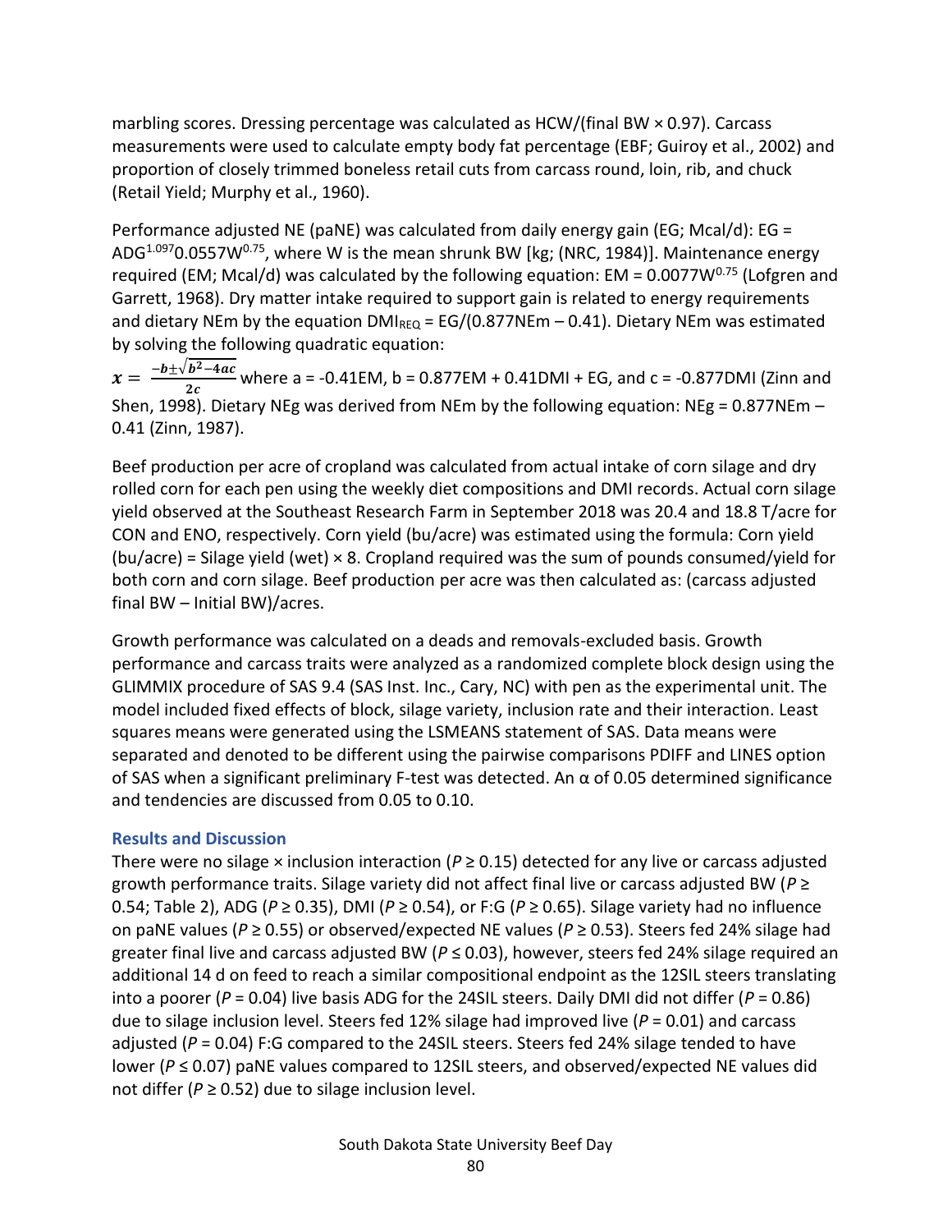marbling scores. Dressing percentage was calculated as HCW/(final BW × 0.97). Carcass measurements were used to calculate empty body fat percentage (EBF; Guiroy et al., 2002) and proportion of closely trimmed boneless retail cuts from carcass round, loin, rib, and chuck (Retail Yield; Murphy et al., 1960).

Performance adjusted NE (paNE) was calculated from daily energy gain (EG; Mcal/d): EG = $ADG^{1.097}0.0557W^{0.75}$, where W is the mean shrunk BW [kg; (NRC, 1984)]. Maintenance energy required (EM; Mcal/d) was calculated by the following equation: EM = $0.0077W^{0.75}$ (Lofgren and Garrett, 1968). Dry matter intake required to support gain is related to energy requirements and dietary NEm by the equation $DMI_{REQ}$ = EG/(0.877NEm – 0.41). Dietary NEm was estimated by solving the following quadratic equation: $x = \frac{-b \pm \sqrt{b^2 - 4ac}}{2c}$ where a = -0.41EM, b = 0.877EM + 0.41DMI + EG, and c = -0.877DMI (Zinn and Shen, 1998). Dietary NEg was derived from NEm by the following equation: NEg = 0.877NEm – 0.41 (Zinn, 1987).

Beef production per acre of cropland was calculated from actual intake of corn silage and dry rolled corn for each pen using the weekly diet compositions and DMI records. Actual corn silage yield observed at the Southeast Research Farm in September 2018 was 20.4 and 18.8 T/acre for CON and ENO, respectively. Corn yield (bu/acre) was estimated using the formula: Corn yield (bu/acre) = Silage yield (wet) × 8. Cropland required was the sum of pounds consumed/yield for both corn and corn silage. Beef production per acre was then calculated as: (carcass adjusted final BW – Initial BW)/acres.

Growth performance was calculated on a deads and removals-excluded basis. Growth performance and carcass traits were analyzed as a randomized complete block design using the GLIMMIX procedure of SAS 9.4 (SAS Inst. Inc., Cary, NC) with pen as the experimental unit. The model included fixed effects of block, silage variety, inclusion rate and their interaction. Least squares means were generated using the LSMEANS statement of SAS. Data means were separated and denoted to be different using the pairwise comparisons PDIFF and LINES option of SAS when a significant preliminary F-test was detected. An α of 0.05 determined significance and tendencies are discussed from 0.05 to 0.10.

## Results and Discussion

There were no silage × inclusion interaction ($P \geq 0.15$) detected for any live or carcass adjusted growth performance traits. Silage variety did not affect final live or carcass adjusted BW ($P \geq 0.54$; Table 2), ADG ($P \geq 0.35$), DMI ($P \geq 0.54$), or F:G ($P \geq 0.65$). Silage variety had no influence on paNE values ($P \geq 0.55$) or observed/expected NE values ($P \geq 0.53$). Steers fed 24% silage had greater final live and carcass adjusted BW ($P \leq 0.03$), however, steers fed 24% silage required an additional 14 d on feed to reach a similar compositional endpoint as the 12SIL steers translating into a poorer ($P = 0.04$) live basis ADG for the 24SIL steers. Daily DMI did not differ ($P = 0.86$) due to silage inclusion level. Steers fed 12% silage had improved live ($P = 0.01$) and carcass adjusted ($P = 0.04$) F:G compared to the 24SIL steers. Steers fed 24% silage tended to have lower ($P \leq 0.07$) paNE values compared to 12SIL steers, and observed/expected NE values did not differ ($P \geq 0.52$) due to silage inclusion level.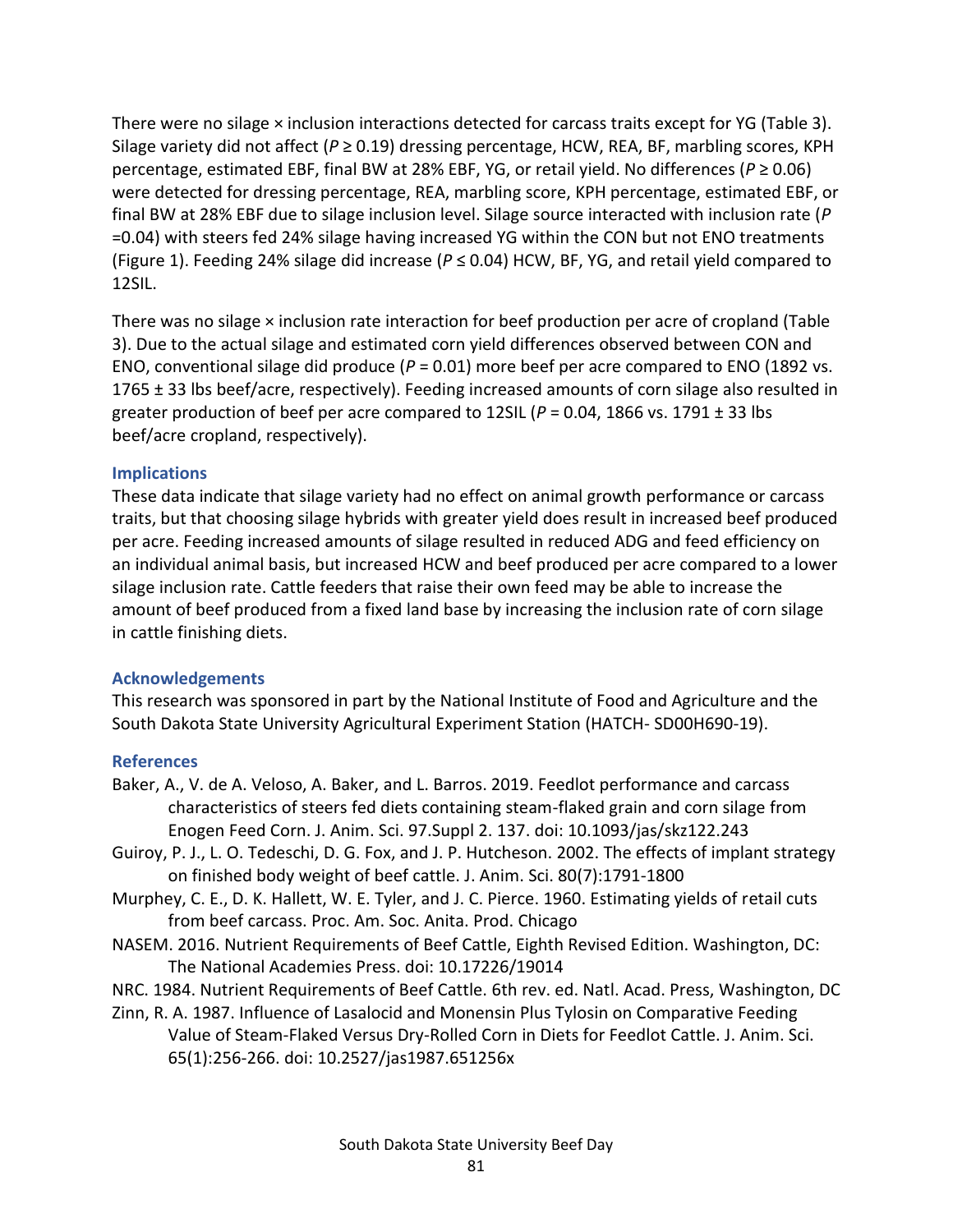There were no silage × inclusion interactions detected for carcass traits except for YG (Table 3). Silage variety did not affect ($P \geq 0.19$) dressing percentage, HCW, REA, BF, marbling scores, KPH percentage, estimated EBF, final BW at 28% EBF, YG, or retail yield. No differences ($P \geq 0.06$) were detected for dressing percentage, REA, marbling score, KPH percentage, estimated EBF, or final BW at 28% EBF due to silage inclusion level. Silage source interacted with inclusion rate ($P = 0.04$) with steers fed 24% silage having increased YG within the CON but not ENO treatments (Figure 1). Feeding 24% silage did increase ($P \leq 0.04$) HCW, BF, YG, and retail yield compared to 12SIL.

There was no silage × inclusion rate interaction for beef production per acre of cropland (Table 3). Due to the actual silage and estimated corn yield differences observed between CON and ENO, conventional silage did produce ($P = 0.01$) more beef per acre compared to ENO (1892 vs. 1765 ± 33 lbs beef/acre, respectively). Feeding increased amounts of corn silage also resulted in greater production of beef per acre compared to 12SIL ($P = 0.04$, 1866 vs. 1791 ± 33 lbs beef/acre cropland, respectively).

## Implications

These data indicate that silage variety had no effect on animal growth performance or carcass traits, but that choosing silage hybrids with greater yield does result in increased beef produced per acre. Feeding increased amounts of silage resulted in reduced ADG and feed efficiency on an individual animal basis, but increased HCW and beef produced per acre compared to a lower silage inclusion rate. Cattle feeders that raise their own feed may be able to increase the amount of beef produced from a fixed land base by increasing the inclusion rate of corn silage in cattle finishing diets.

## Acknowledgements

This research was sponsored in part by the National Institute of Food and Agriculture and the South Dakota State University Agricultural Experiment Station (HATCH- SD00H690-19).

## References

Baker, A., V. de A. Veloso, A. Baker, and L. Barros. 2019. Feedlot performance and carcass characteristics of steers fed diets containing steam-flaked grain and corn silage from Enogen Feed Corn. J. Anim. Sci. 97.Suppl 2. 137. doi: 10.1093/jas/skz122.243

Guiroy, P. J., L. O. Tedeschi, D. G. Fox, and J. P. Hutcheson. 2002. The effects of implant strategy on finished body weight of beef cattle. J. Anim. Sci. 80(7):1791-1800

Murphey, C. E., D. K. Hallett, W. E. Tyler, and J. C. Pierce. 1960. Estimating yields of retail cuts from beef carcass. Proc. Am. Soc. Anita. Prod. Chicago

NASEM. 2016. Nutrient Requirements of Beef Cattle, Eighth Revised Edition. Washington, DC: The National Academies Press. doi: 10.17226/19014

NRC. 1984. Nutrient Requirements of Beef Cattle. 6th rev. ed. Natl. Acad. Press, Washington, DC

Zinn, R. A. 1987. Influence of Lasalocid and Monensin Plus Tylosin on Comparative Feeding Value of Steam-Flaked Versus Dry-Rolled Corn in Diets for Feedlot Cattle. J. Anim. Sci. 65(1):256-266. doi: 10.2527/jas1987.651256x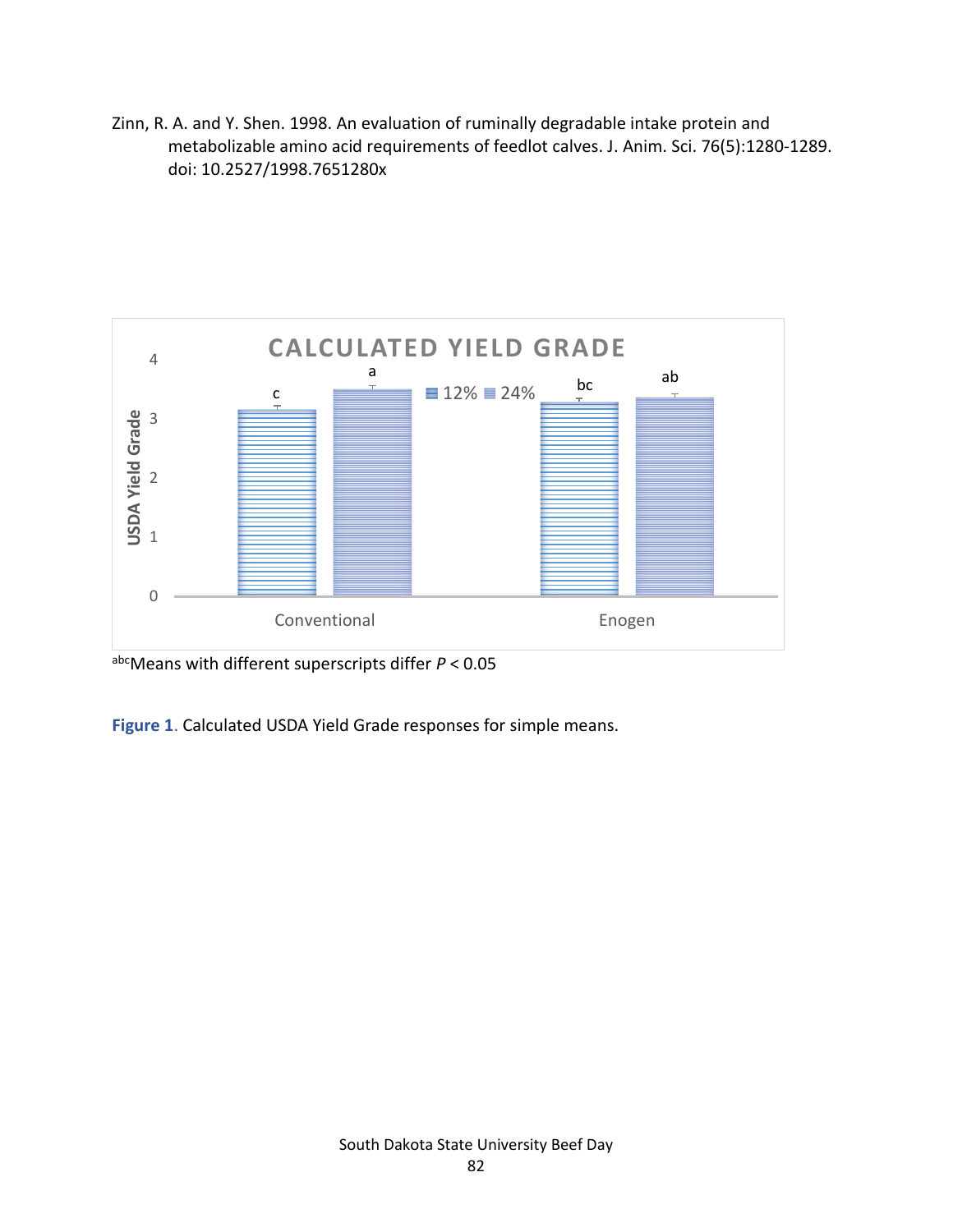Zinn, R. A. and Y. Shen. 1998. An evaluation of ruminally degradable intake protein and metabolizable amino acid requirements of feedlot calves. J. Anim. Sci. 76(5):1280-1289. doi: 10.2527/1998.7651280x

[abc]Means with different superscripts differ $P < 0.05$

**Figure 1**. Calculated USDA Yield Grade responses for simple means.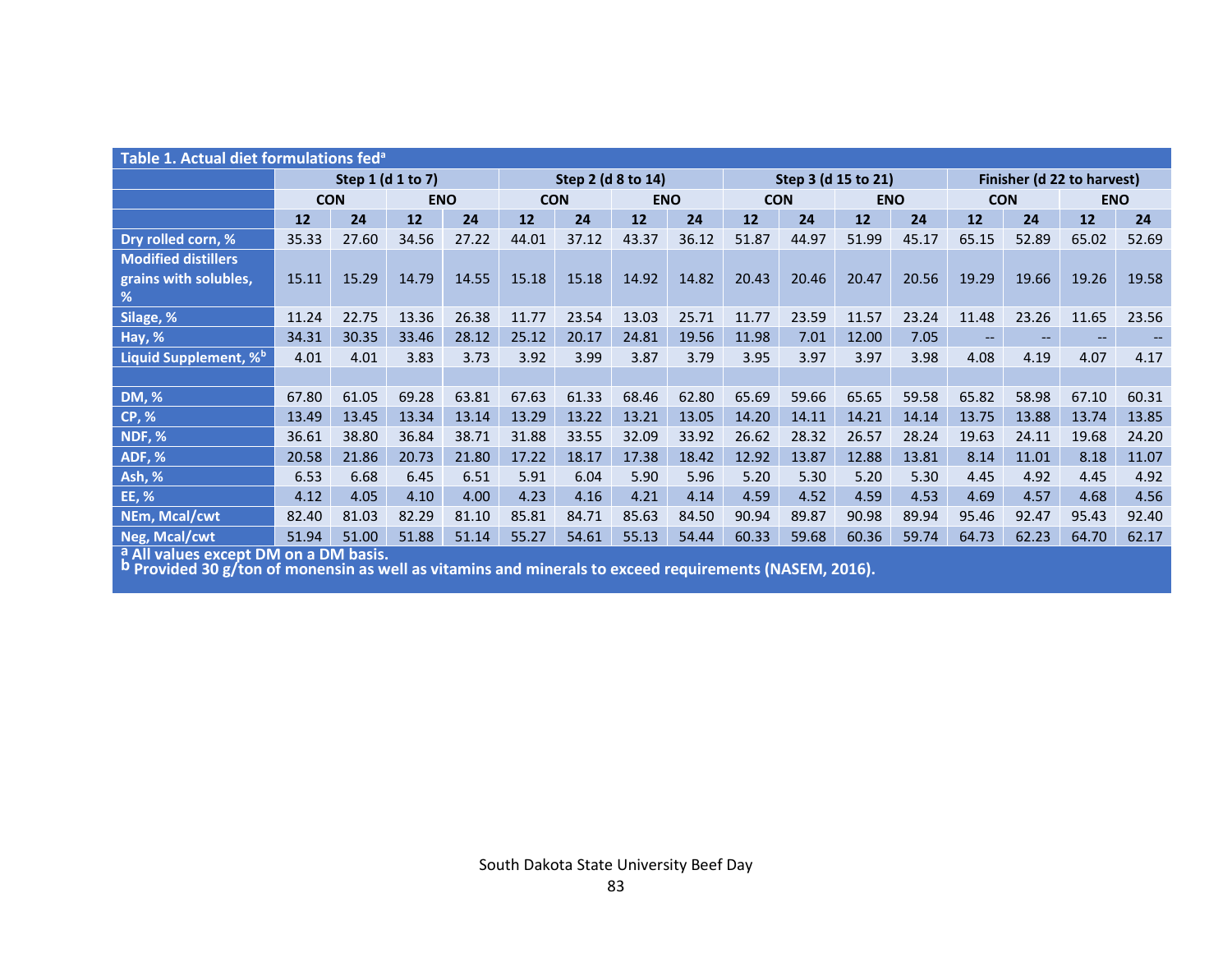**Table 1. Actual diet formulations fed[a]**

| | Step 1 (d 1 to 7) | | | | Step 2 (d 8 to 14) | | | | Step 3 (d 15 to 21) | | | | Finisher (d 22 to harvest) | | | |
|---|---|---|---|---|---|---|---|---|---|---|---|---|---|---|---|---|
| | CON | | ENO | | CON | | ENO | | CON | | ENO | | CON | | ENO | |
| | 12 | 24 | 12 | 24 | 12 | 24 | 12 | 24 | 12 | 24 | 12 | 24 | 12 | 24 | 12 | 24 |
| Dry rolled corn, % | 35.33 | 27.60 | 34.56 | 27.22 | 44.01 | 37.12 | 43.37 | 36.12 | 51.87 | 44.97 | 51.99 | 45.17 | 65.15 | 52.89 | 65.02 | 52.69 |
| Modified distillers grains with solubles, % | 15.11 | 15.29 | 14.79 | 14.55 | 15.18 | 15.18 | 14.92 | 14.82 | 20.43 | 20.46 | 20.47 | 20.56 | 19.29 | 19.66 | 19.26 | 19.58 |
| Silage, % | 11.24 | 22.75 | 13.36 | 26.38 | 11.77 | 23.54 | 13.03 | 25.71 | 11.77 | 23.59 | 11.57 | 23.24 | 11.48 | 23.26 | 11.65 | 23.56 |
| Hay, % | 34.31 | 30.35 | 33.46 | 28.12 | 25.12 | 20.17 | 24.81 | 19.56 | 11.98 | 7.01 | 12.00 | 7.05 | -- | -- | -- | -- |
| Liquid Supplement, %[b] | 4.01 | 4.01 | 3.83 | 3.73 | 3.92 | 3.99 | 3.87 | 3.79 | 3.95 | 3.97 | 3.97 | 3.98 | 4.08 | 4.19 | 4.07 | 4.17 |
| | | | | | | | | | | | | | | | | |
| DM, % | 67.80 | 61.05 | 69.28 | 63.81 | 67.63 | 61.33 | 68.46 | 62.80 | 65.69 | 59.66 | 65.65 | 59.58 | 65.82 | 58.98 | 67.10 | 60.31 |
| CP, % | 13.49 | 13.45 | 13.34 | 13.14 | 13.29 | 13.22 | 13.21 | 13.05 | 14.20 | 14.11 | 14.21 | 14.14 | 13.75 | 13.88 | 13.74 | 13.85 |
| NDF, % | 36.61 | 38.80 | 36.84 | 38.71 | 31.88 | 33.55 | 32.09 | 33.92 | 26.62 | 28.32 | 26.57 | 28.24 | 19.63 | 24.11 | 19.68 | 24.20 |
| ADF, % | 20.58 | 21.86 | 20.73 | 21.80 | 17.22 | 18.17 | 17.38 | 18.42 | 12.92 | 13.87 | 12.88 | 13.81 | 8.14 | 11.01 | 8.18 | 11.07 |
| Ash, % | 6.53 | 6.68 | 6.45 | 6.51 | 5.91 | 6.04 | 5.90 | 5.96 | 5.20 | 5.30 | 5.20 | 5.30 | 4.45 | 4.92 | 4.45 | 4.92 |
| EE, % | 4.12 | 4.05 | 4.10 | 4.00 | 4.23 | 4.16 | 4.21 | 4.14 | 4.59 | 4.52 | 4.59 | 4.53 | 4.69 | 4.57 | 4.68 | 4.56 |
| NEm, Mcal/cwt | 82.40 | 81.03 | 82.29 | 81.10 | 85.81 | 84.71 | 85.63 | 84.50 | 90.94 | 89.87 | 90.98 | 89.94 | 95.46 | 92.47 | 95.43 | 92.40 |
| Neg, Mcal/cwt | 51.94 | 51.00 | 51.88 | 51.14 | 55.27 | 54.61 | 55.13 | 54.44 | 60.33 | 59.68 | 60.36 | 59.74 | 64.73 | 62.23 | 64.70 | 62.17 |

[a] All values except DM on a DM basis.
[b] Provided 30 g/ton of monensin as well as vitamins and minerals to exceed requirements (NASEM, 2016).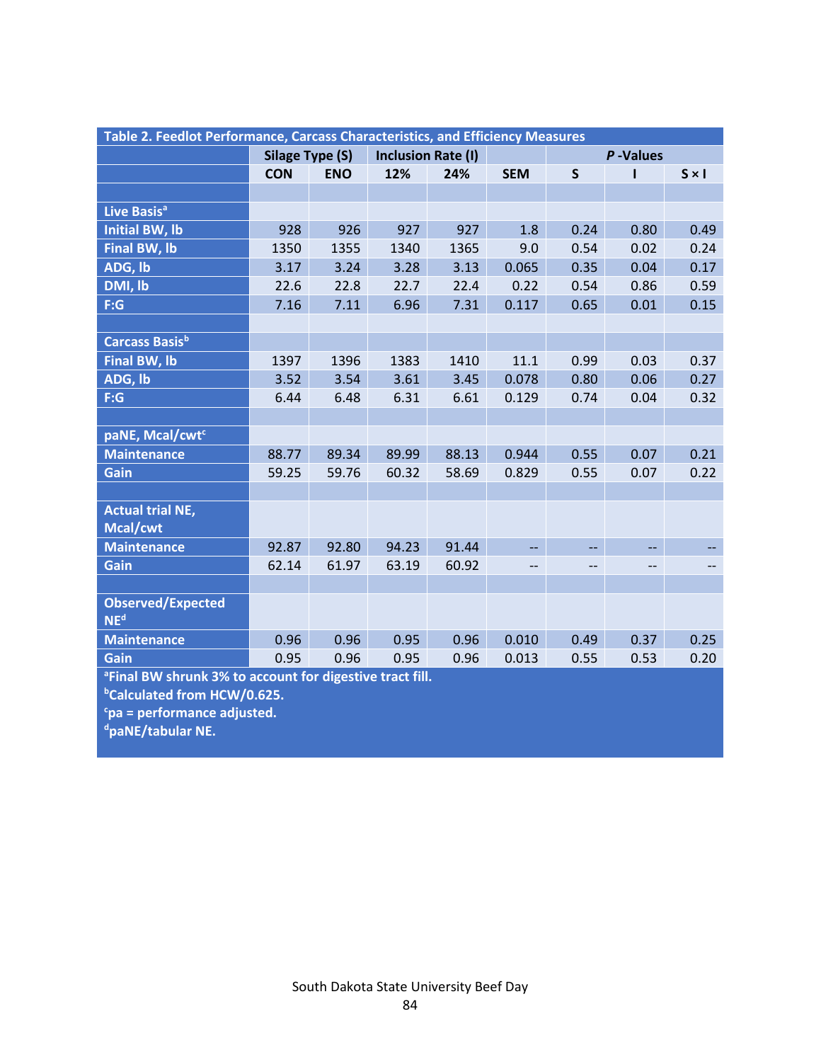**Table 2. Feedlot Performance, Carcass Characteristics, and Efficiency Measures**

| | Silage Type (S) | | Inclusion Rate (I) | | | *P*-Values | | |
|---|---|---|---|---|---|---|---|---|
| | CON | ENO | 12% | 24% | SEM | S | I | S × I |
| **Live Basis**[a] | | | | | | | | |
| Initial BW, lb | 928 | 926 | 927 | 927 | 1.8 | 0.24 | 0.80 | 0.49 |
| Final BW, lb | 1350 | 1355 | 1340 | 1365 | 9.0 | 0.54 | 0.02 | 0.24 |
| ADG, lb | 3.17 | 3.24 | 3.28 | 3.13 | 0.065 | 0.35 | 0.04 | 0.17 |
| DMI, lb | 22.6 | 22.8 | 22.7 | 22.4 | 0.22 | 0.54 | 0.86 | 0.59 |
| F:G | 7.16 | 7.11 | 6.96 | 7.31 | 0.117 | 0.65 | 0.01 | 0.15 |
| **Carcass Basis**[b] | | | | | | | | |
| Final BW, lb | 1397 | 1396 | 1383 | 1410 | 11.1 | 0.99 | 0.03 | 0.37 |
| ADG, lb | 3.52 | 3.54 | 3.61 | 3.45 | 0.078 | 0.80 | 0.06 | 0.27 |
| F:G | 6.44 | 6.48 | 6.31 | 6.61 | 0.129 | 0.74 | 0.04 | 0.32 |
| **paNE, Mcal/cwt**[c] | | | | | | | | |
| Maintenance | 88.77 | 89.34 | 89.99 | 88.13 | 0.944 | 0.55 | 0.07 | 0.21 |
| Gain | 59.25 | 59.76 | 60.32 | 58.69 | 0.829 | 0.55 | 0.07 | 0.22 |
| **Actual trial NE, Mcal/cwt** | | | | | | | | |
| Maintenance | 92.87 | 92.80 | 94.23 | 91.44 | -- | -- | -- | -- |
| Gain | 62.14 | 61.97 | 63.19 | 60.92 | -- | -- | -- | -- |
| **Observed/Expected NE**[d] | | | | | | | | |
| Maintenance | 0.96 | 0.96 | 0.95 | 0.96 | 0.010 | 0.49 | 0.37 | 0.25 |
| Gain | 0.95 | 0.96 | 0.95 | 0.96 | 0.013 | 0.55 | 0.53 | 0.20 |

[a]Final BW shrunk 3% to account for digestive tract fill.
[b]Calculated from HCW/0.625.
[c]pa = performance adjusted.
[d]paNE/tabular NE.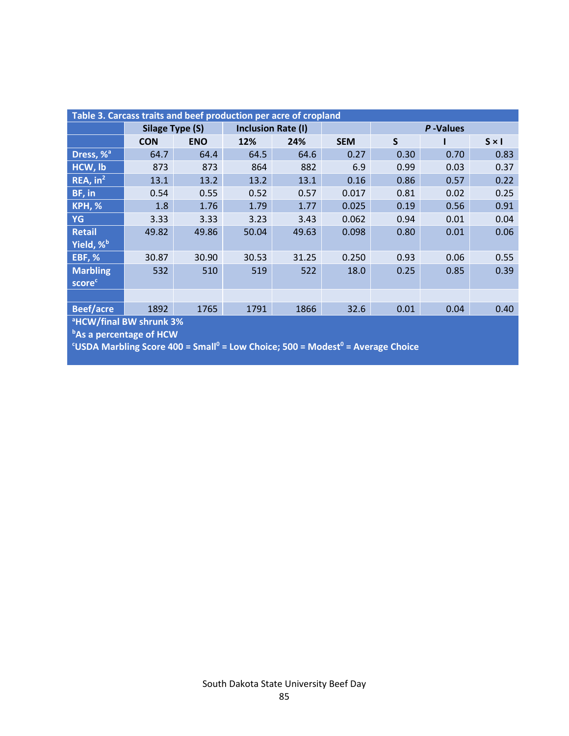**Table 3. Carcass traits and beef production per acre of cropland**

| | Silage Type (S) | | Inclusion Rate (I) | | | *P* -Values | | |
|---|---|---|---|---|---|---|---|---|
| | CON | ENO | 12% | 24% | SEM | S | I | S × I |
| Dress, %[a] | 64.7 | 64.4 | 64.5 | 64.6 | 0.27 | 0.30 | 0.70 | 0.83 |
| HCW, lb | 873 | 873 | 864 | 882 | 6.9 | 0.99 | 0.03 | 0.37 |
| REA, $in^2$ | 13.1 | 13.2 | 13.2 | 13.1 | 0.16 | 0.86 | 0.57 | 0.22 |
| BF, in | 0.54 | 0.55 | 0.52 | 0.57 | 0.017 | 0.81 | 0.02 | 0.25 |
| KPH, % | 1.8 | 1.76 | 1.79 | 1.77 | 0.025 | 0.19 | 0.56 | 0.91 |
| YG | 3.33 | 3.33 | 3.23 | 3.43 | 0.062 | 0.94 | 0.01 | 0.04 |
| Retail Yield, %[b] | 49.82 | 49.86 | 50.04 | 49.63 | 0.098 | 0.80 | 0.01 | 0.06 |
| EBF, % | 30.87 | 30.90 | 30.53 | 31.25 | 0.250 | 0.93 | 0.06 | 0.55 |
| Marbling score[c] | 532 | 510 | 519 | 522 | 18.0 | 0.25 | 0.85 | 0.39 |
| | | | | | | | | |
| Beef/acre | 1892 | 1765 | 1791 | 1866 | 32.6 | 0.01 | 0.04 | 0.40 |

[a]HCW/final BW shrunk 3%

[b]As a percentage of HCW

[c]USDA Marbling Score 400 = $Small^0$ = Low Choice; 500 = $Modest^0$ = Average Choice